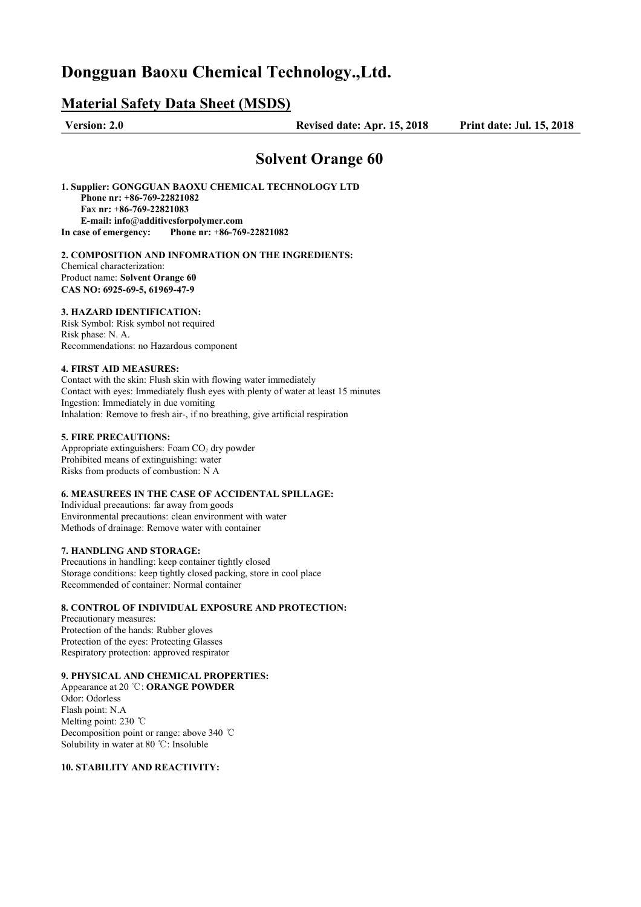# Dongguan Baoxu Chemical Technology.,Ltd.

## Material Safety Data Sheet (MSDS)

**Version: 2.0** **Revised date: Apr. 15, 2018** **Print date: Jul. 15, 2018**

## Solvent Orange 60

**1. Supplier: GONGGUAN BAOXU CHEMICAL TECHNOLOGY LTD**
**Phone nr: +86-769-22821082**
**Fax nr: +86-769-22821083**
**E-mail: info@additivesforpolymer.com**
**In case of emergency: Phone nr: +86-769-22821082**

**2. COMPOSITION AND INFOMRATION ON THE INGREDIENTS:**
Chemical characterization:
Product name: **Solvent Orange 60**
**CAS NO: 6925-69-5, 61969-47-9**

**3. HAZARD IDENTIFICATION:**
Risk Symbol: Risk symbol not required
Risk phase: N. A.
Recommendations: no Hazardous component

**4. FIRST AID MEASURES:**
Contact with the skin: Flush skin with flowing water immediately
Contact with eyes: Immediately flush eyes with plenty of water at least 15 minutes
Ingestion: Immediately in due vomiting
Inhalation: Remove to fresh air-, if no breathing, give artificial respiration

**5. FIRE PRECAUTIONS:**
Appropriate extinguishers: Foam $CO_2$ dry powder
Prohibited means of extinguishing: water
Risks from products of combustion: N A

**6. MEASUREES IN THE CASE OF ACCIDENTAL SPILLAGE:**
Individual precautions: far away from goods
Environmental precautions: clean environment with water
Methods of drainage: Remove water with container

**7. HANDLING AND STORAGE:**
Precautions in handling: keep container tightly closed
Storage conditions: keep tightly closed packing, store in cool place
Recommended of container: Normal container

**8. CONTROL OF INDIVIDUAL EXPOSURE AND PROTECTION:**
Precautionary measures:
Protection of the hands: Rubber gloves
Protection of the eyes: Protecting Glasses
Respiratory protection: approved respirator

**9. PHYSICAL AND CHEMICAL PROPERTIES:**
Appearance at 20 ℃: **ORANGE POWDER**
Odor: Odorless
Flash point: N.A
Melting point: 230 ℃
Decomposition point or range: above 340 ℃
Solubility in water at 80 ℃: Insoluble

**10. STABILITY AND REACTIVITY:**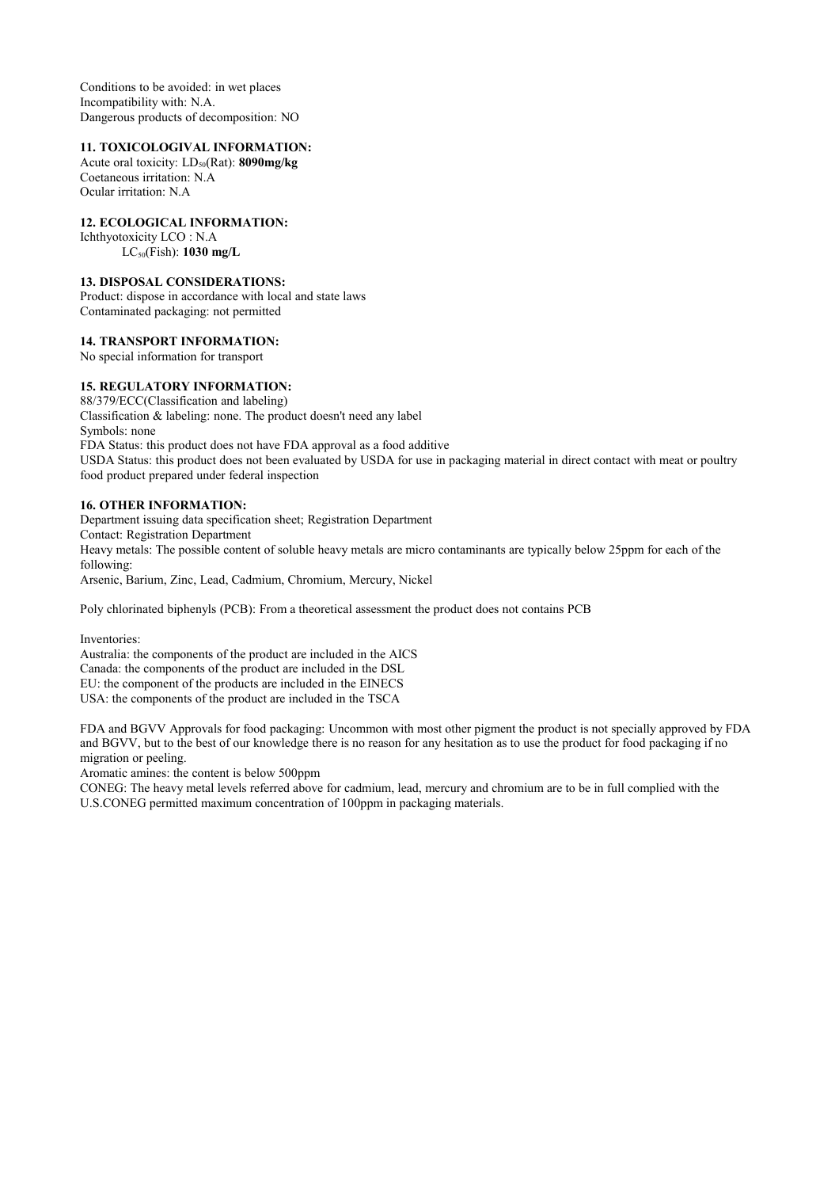Conditions to be avoided: in wet places
Incompatibility with: N.A.
Dangerous products of decomposition: NO

## 11. TOXICOLOGIVAL INFORMATION:

Acute oral toxicity: $LD_{50}$(Rat): **8090mg/kg**
Coetaneous irritation: N.A
Ocular irritation: N.A

## 12. ECOLOGICAL INFORMATION:

Ichthyotoxicity LCO : N.A
$LC_{50}$(Fish): **1030 mg/L**

## 13. DISPOSAL CONSIDERATIONS:

Product: dispose in accordance with local and state laws
Contaminated packaging: not permitted

## 14. TRANSPORT INFORMATION:

No special information for transport

## 15. REGULATORY INFORMATION:

88/379/ECC(Classification and labeling)
Classification & labeling: none. The product doesn't need any label
Symbols: none
FDA Status: this product does not have FDA approval as a food additive
USDA Status: this product does not been evaluated by USDA for use in packaging material in direct contact with meat or poultry food product prepared under federal inspection

## 16. OTHER INFORMATION:

Department issuing data specification sheet; Registration Department
Contact: Registration Department
Heavy metals: The possible content of soluble heavy metals are micro contaminants are typically below 25ppm for each of the following:
Arsenic, Barium, Zinc, Lead, Cadmium, Chromium, Mercury, Nickel

Poly chlorinated biphenyls (PCB): From a theoretical assessment the product does not contains PCB

Inventories:
Australia: the components of the product are included in the AICS
Canada: the components of the product are included in the DSL
EU: the component of the products are included in the EINECS
USA: the components of the product are included in the TSCA

FDA and BGVV Approvals for food packaging: Uncommon with most other pigment the product is not specially approved by FDA and BGVV, but to the best of our knowledge there is no reason for any hesitation as to use the product for food packaging if no migration or peeling.
Aromatic amines: the content is below 500ppm
CONEG: The heavy metal levels referred above for cadmium, lead, mercury and chromium are to be in full complied with the U.S.CONEG permitted maximum concentration of 100ppm in packaging materials.